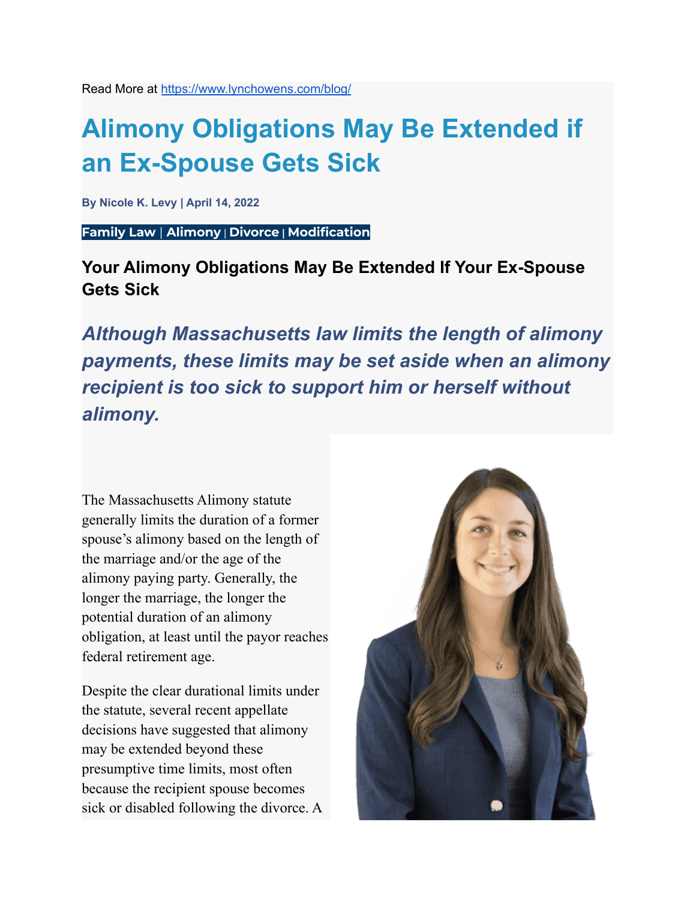Read More at https://www.lynchowens.com/blog/

# Alimony Obligations May Be Extended if an Ex-Spouse Gets Sick

**By Nicole K. Levy | April 14, 2022**

**Family Law | Alimony | Divorce | Modification**

## Your Alimony Obligations May Be Extended If Your Ex-Spouse Gets Sick

***Although Massachusetts law limits the length of alimony payments, these limits may be set aside when an alimony recipient is too sick to support him or herself without alimony.***

The Massachusetts Alimony statute generally limits the duration of a former spouse's alimony based on the length of the marriage and/or the age of the alimony paying party. Generally, the longer the marriage, the longer the potential duration of an alimony obligation, at least until the payor reaches federal retirement age.

Despite the clear durational limits under the statute, several recent appellate decisions have suggested that alimony may be extended beyond these presumptive time limits, most often because the recipient spouse becomes sick or disabled following the divorce. A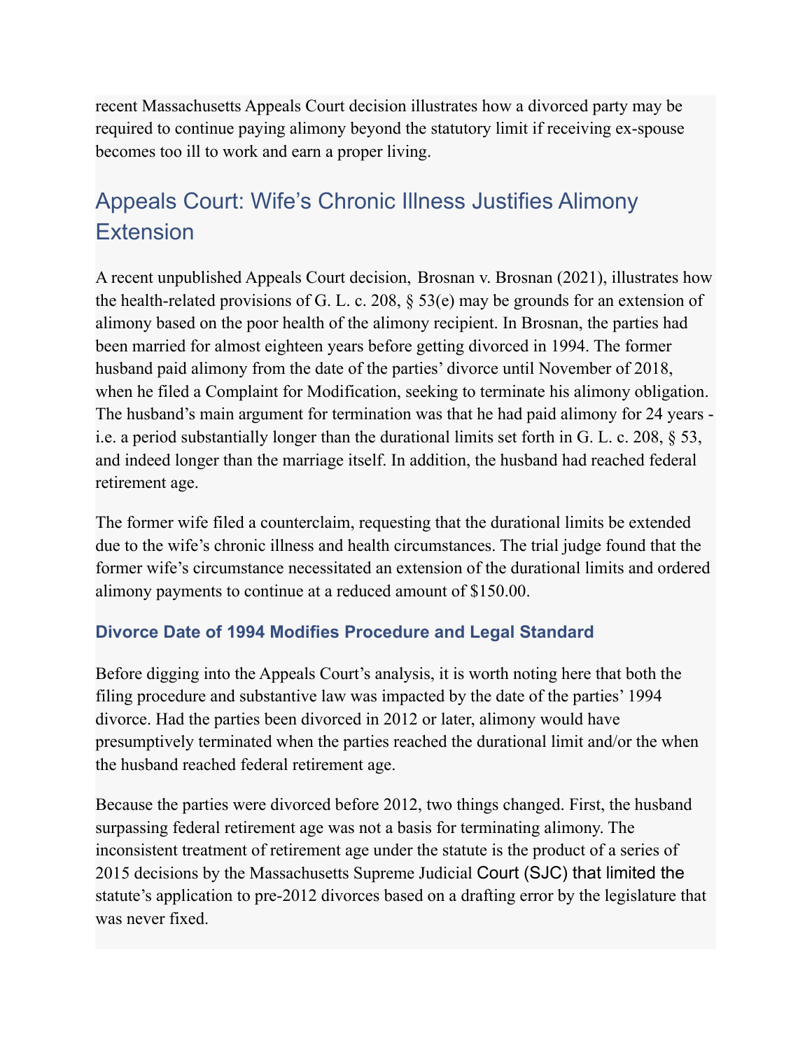recent Massachusetts Appeals Court decision illustrates how a divorced party may be required to continue paying alimony beyond the statutory limit if receiving ex-spouse becomes too ill to work and earn a proper living.

## Appeals Court: Wife's Chronic Illness Justifies Alimony Extension

A recent unpublished Appeals Court decision, Brosnan v. Brosnan (2021), illustrates how the health-related provisions of G. L. c. 208, § 53(e) may be grounds for an extension of alimony based on the poor health of the alimony recipient. In Brosnan, the parties had been married for almost eighteen years before getting divorced in 1994. The former husband paid alimony from the date of the parties' divorce until November of 2018, when he filed a Complaint for Modification, seeking to terminate his alimony obligation. The husband's main argument for termination was that he had paid alimony for 24 years - i.e. a period substantially longer than the durational limits set forth in G. L. c. 208, § 53, and indeed longer than the marriage itself. In addition, the husband had reached federal retirement age.

The former wife filed a counterclaim, requesting that the durational limits be extended due to the wife's chronic illness and health circumstances. The trial judge found that the former wife's circumstance necessitated an extension of the durational limits and ordered alimony payments to continue at a reduced amount of $150.00.

### Divorce Date of 1994 Modifies Procedure and Legal Standard

Before digging into the Appeals Court's analysis, it is worth noting here that both the filing procedure and substantive law was impacted by the date of the parties' 1994 divorce. Had the parties been divorced in 2012 or later, alimony would have presumptively terminated when the parties reached the durational limit and/or the when the husband reached federal retirement age.

Because the parties were divorced before 2012, two things changed. First, the husband surpassing federal retirement age was not a basis for terminating alimony. The inconsistent treatment of retirement age under the statute is the product of a series of 2015 decisions by the Massachusetts Supreme Judicial Court (SJC) that limited the statute's application to pre-2012 divorces based on a drafting error by the legislature that was never fixed.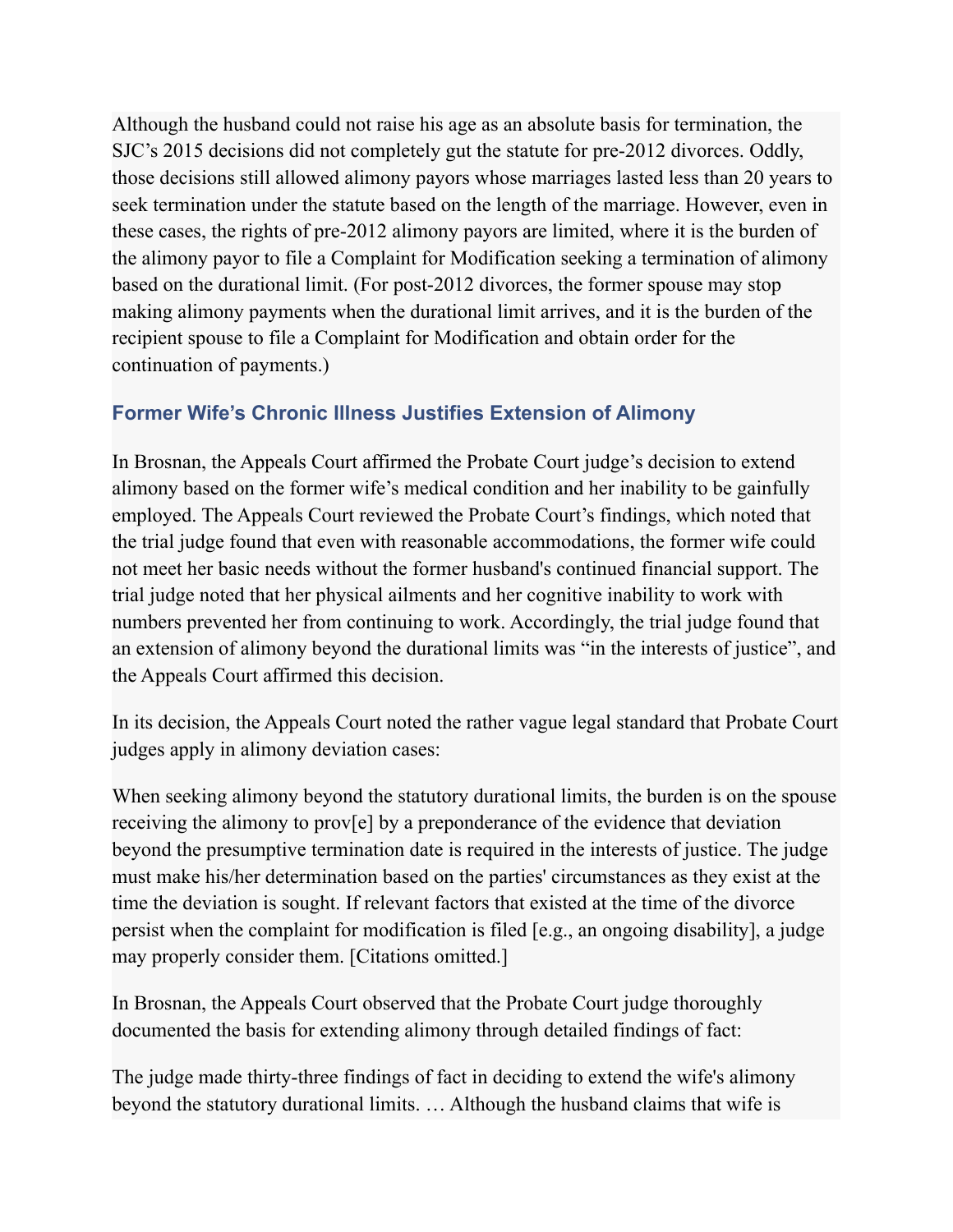Although the husband could not raise his age as an absolute basis for termination, the SJC's 2015 decisions did not completely gut the statute for pre-2012 divorces. Oddly, those decisions still allowed alimony payors whose marriages lasted less than 20 years to seek termination under the statute based on the length of the marriage. However, even in these cases, the rights of pre-2012 alimony payors are limited, where it is the burden of the alimony payor to file a Complaint for Modification seeking a termination of alimony based on the durational limit. (For post-2012 divorces, the former spouse may stop making alimony payments when the durational limit arrives, and it is the burden of the recipient spouse to file a Complaint for Modification and obtain order for the continuation of payments.)

### Former Wife's Chronic Illness Justifies Extension of Alimony

In Brosnan, the Appeals Court affirmed the Probate Court judge's decision to extend alimony based on the former wife's medical condition and her inability to be gainfully employed. The Appeals Court reviewed the Probate Court's findings, which noted that the trial judge found that even with reasonable accommodations, the former wife could not meet her basic needs without the former husband's continued financial support. The trial judge noted that her physical ailments and her cognitive inability to work with numbers prevented her from continuing to work. Accordingly, the trial judge found that an extension of alimony beyond the durational limits was "in the interests of justice", and the Appeals Court affirmed this decision.

In its decision, the Appeals Court noted the rather vague legal standard that Probate Court judges apply in alimony deviation cases:

When seeking alimony beyond the statutory durational limits, the burden is on the spouse receiving the alimony to prov[e] by a preponderance of the evidence that deviation beyond the presumptive termination date is required in the interests of justice. The judge must make his/her determination based on the parties' circumstances as they exist at the time the deviation is sought. If relevant factors that existed at the time of the divorce persist when the complaint for modification is filed [e.g., an ongoing disability], a judge may properly consider them. [Citations omitted.]

In Brosnan, the Appeals Court observed that the Probate Court judge thoroughly documented the basis for extending alimony through detailed findings of fact:

The judge made thirty-three findings of fact in deciding to extend the wife's alimony beyond the statutory durational limits. … Although the husband claims that wife is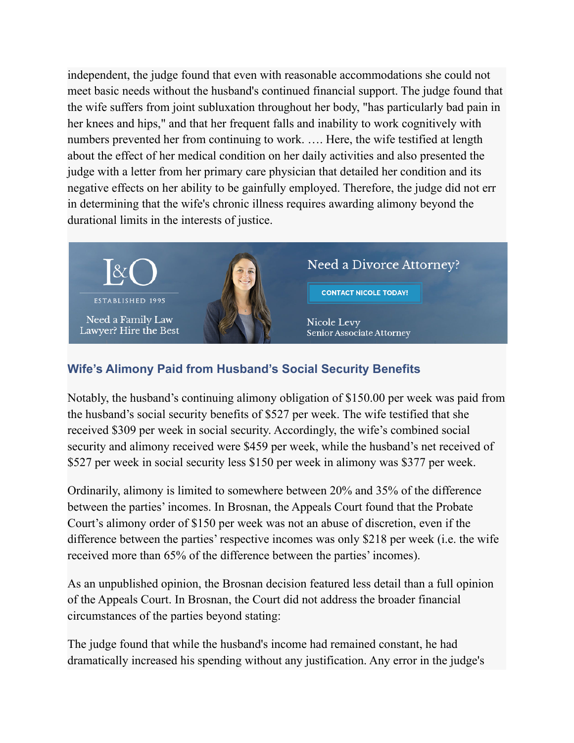independent, the judge found that even with reasonable accommodations she could not meet basic needs without the husband's continued financial support. The judge found that the wife suffers from joint subluxation throughout her body, "has particularly bad pain in her knees and hips," and that her frequent falls and inability to work cognitively with numbers prevented her from continuing to work. …. Here, the wife testified at length about the effect of her medical condition on her daily activities and also presented the judge with a letter from her primary care physician that detailed her condition and its negative effects on her ability to be gainfully employed. Therefore, the judge did not err in determining that the wife's chronic illness requires awarding alimony beyond the durational limits in the interests of justice.

L&O
ESTABLISHED 1995
Need a Family Law Lawyer? Hire the Best

Need a Divorce Attorney?

CONTACT NICOLE TODAY!

Nicole Levy
Senior Associate Attorney

### Wife's Alimony Paid from Husband's Social Security Benefits

Notably, the husband's continuing alimony obligation of $150.00 per week was paid from the husband's social security benefits of $527 per week. The wife testified that she received $309 per week in social security. Accordingly, the wife's combined social security and alimony received were $459 per week, while the husband's net received of $527 per week in social security less $150 per week in alimony was $377 per week.

Ordinarily, alimony is limited to somewhere between 20% and 35% of the difference between the parties' incomes. In Brosnan, the Appeals Court found that the Probate Court's alimony order of $150 per week was not an abuse of discretion, even if the difference between the parties' respective incomes was only $218 per week (i.e. the wife received more than 65% of the difference between the parties' incomes).

As an unpublished opinion, the Brosnan decision featured less detail than a full opinion of the Appeals Court. In Brosnan, the Court did not address the broader financial circumstances of the parties beyond stating:

The judge found that while the husband's income had remained constant, he had dramatically increased his spending without any justification. Any error in the judge's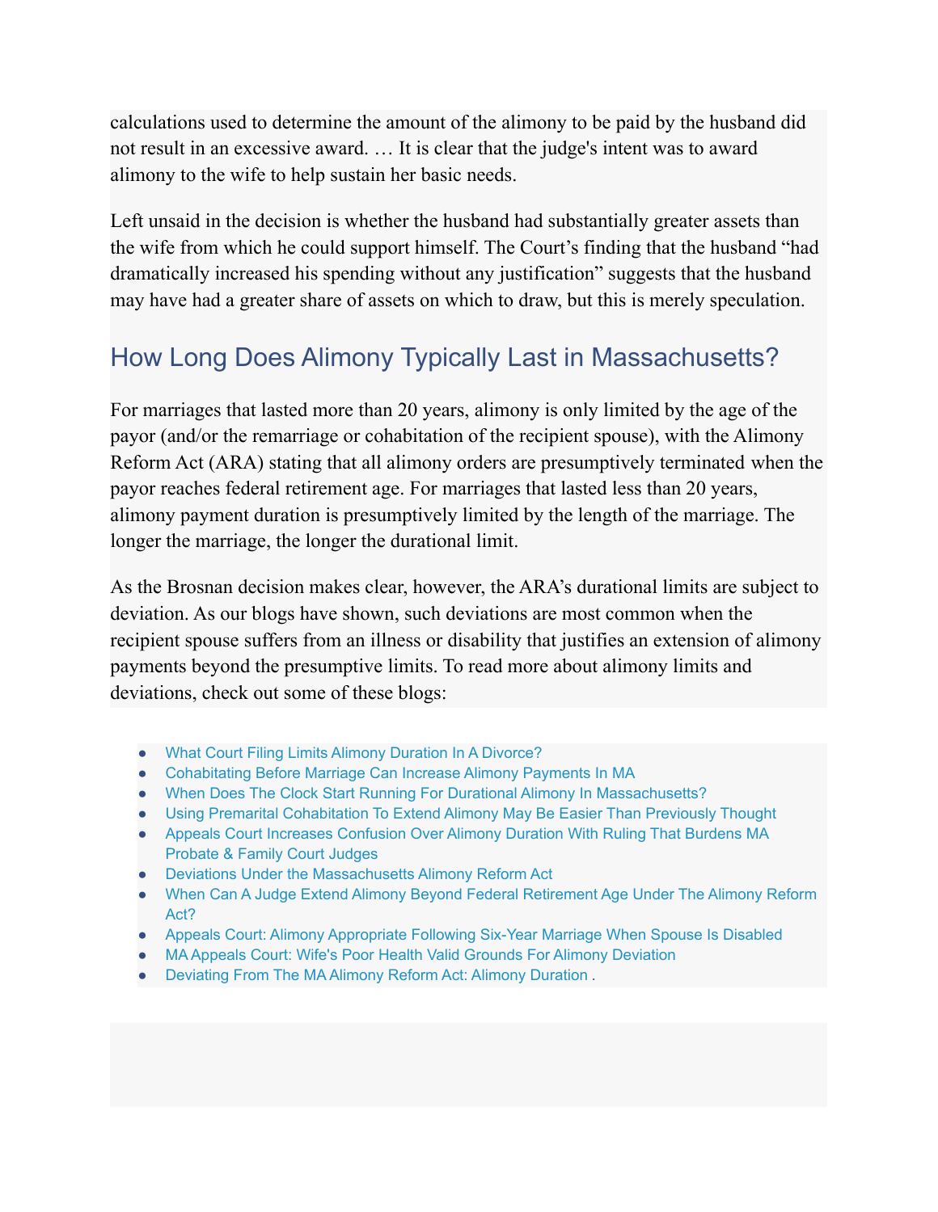calculations used to determine the amount of the alimony to be paid by the husband did not result in an excessive award. … It is clear that the judge's intent was to award alimony to the wife to help sustain her basic needs.

Left unsaid in the decision is whether the husband had substantially greater assets than the wife from which he could support himself. The Court's finding that the husband "had dramatically increased his spending without any justification" suggests that the husband may have had a greater share of assets on which to draw, but this is merely speculation.

## How Long Does Alimony Typically Last in Massachusetts?

For marriages that lasted more than 20 years, alimony is only limited by the age of the payor (and/or the remarriage or cohabitation of the recipient spouse), with the Alimony Reform Act (ARA) stating that all alimony orders are presumptively terminated when the payor reaches federal retirement age. For marriages that lasted less than 20 years, alimony payment duration is presumptively limited by the length of the marriage. The longer the marriage, the longer the durational limit.

As the Brosnan decision makes clear, however, the ARA's durational limits are subject to deviation. As our blogs have shown, such deviations are most common when the recipient spouse suffers from an illness or disability that justifies an extension of alimony payments beyond the presumptive limits. To read more about alimony limits and deviations, check out some of these blogs:

- What Court Filing Limits Alimony Duration In A Divorce?
- Cohabitating Before Marriage Can Increase Alimony Payments In MA
- When Does The Clock Start Running For Durational Alimony In Massachusetts?
- Using Premarital Cohabitation To Extend Alimony May Be Easier Than Previously Thought
- Appeals Court Increases Confusion Over Alimony Duration With Ruling That Burdens MA Probate & Family Court Judges
- Deviations Under the Massachusetts Alimony Reform Act
- When Can A Judge Extend Alimony Beyond Federal Retirement Age Under The Alimony Reform Act?
- Appeals Court: Alimony Appropriate Following Six-Year Marriage When Spouse Is Disabled
- MA Appeals Court: Wife's Poor Health Valid Grounds For Alimony Deviation
- Deviating From The MA Alimony Reform Act: Alimony Duration .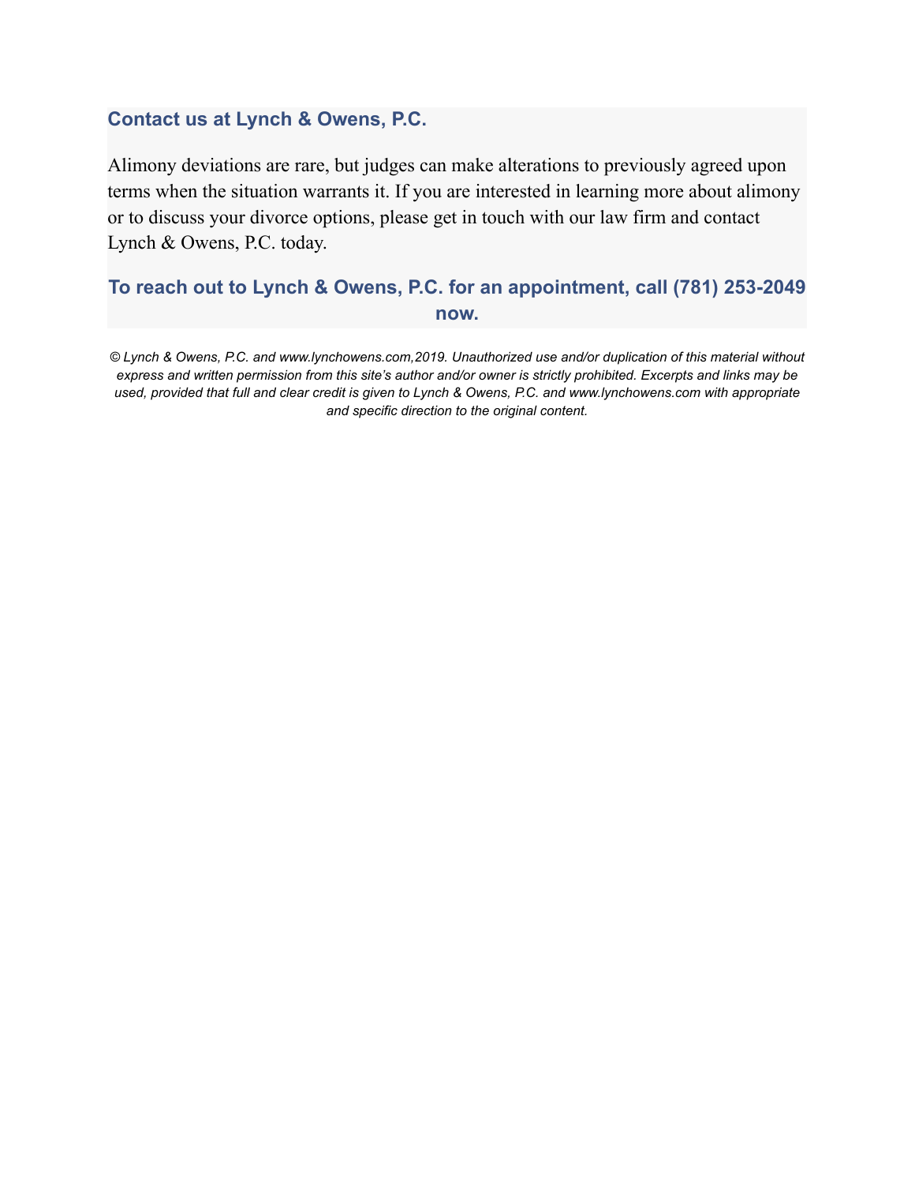## Contact us at Lynch & Owens, P.C.

Alimony deviations are rare, but judges can make alterations to previously agreed upon terms when the situation warrants it. If you are interested in learning more about alimony or to discuss your divorce options, please get in touch with our law firm and contact Lynch & Owens, P.C. today.

**To reach out to Lynch & Owens, P.C. for an appointment, call (781) 253-2049 now.**

*© Lynch & Owens, P.C. and www.lynchowens.com,2019. Unauthorized use and/or duplication of this material without express and written permission from this site's author and/or owner is strictly prohibited. Excerpts and links may be used, provided that full and clear credit is given to Lynch & Owens, P.C. and www.lynchowens.com with appropriate and specific direction to the original content.*